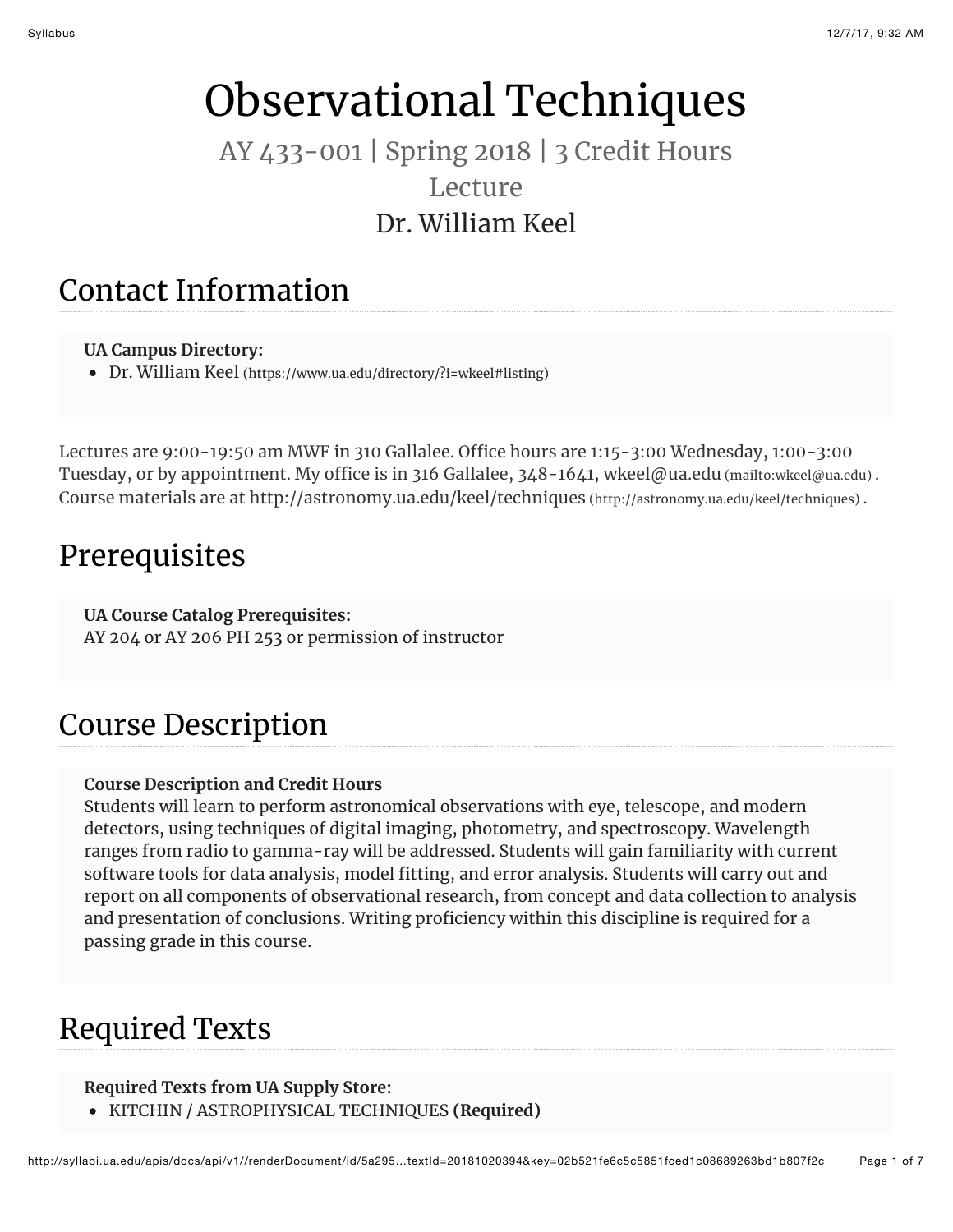# Observational Techniques

AY 433-001 | Spring 2018 | 3 Credit Hours

Lecture

Dr. William Keel

## Contact Information

**UA Campus Directory:**

- Dr. William Keel (https://www.ua.edu/directory/?i=wkeel#listing)

Lectures are 9:00-19:50 am MWF in 310 Gallalee. Office hours are 1:15-3:00 Wednesday, 1:00-3:00 Tuesday, or by appointment. My office is in 316 Gallalee, 348-1641, wkeel@ua.edu (mailto:wkeel@ua.edu) . Course materials are at http://astronomy.ua.edu/keel/techniques (http://astronomy.ua.edu/keel/techniques) .

## Prerequisites

**UA Course Catalog Prerequisites:**
AY 204 or AY 206 PH 253 or permission of instructor

## Course Description

**Course Description and Credit Hours**
Students will learn to perform astronomical observations with eye, telescope, and modern detectors, using techniques of digital imaging, photometry, and spectroscopy. Wavelength ranges from radio to gamma-ray will be addressed. Students will gain familiarity with current software tools for data analysis, model fitting, and error analysis. Students will carry out and report on all components of observational research, from concept and data collection to analysis and presentation of conclusions. Writing proficiency within this discipline is required for a passing grade in this course.

## Required Texts

**Required Texts from UA Supply Store:**

- KITCHIN / ASTROPHYSICAL TECHNIQUES **(Required)**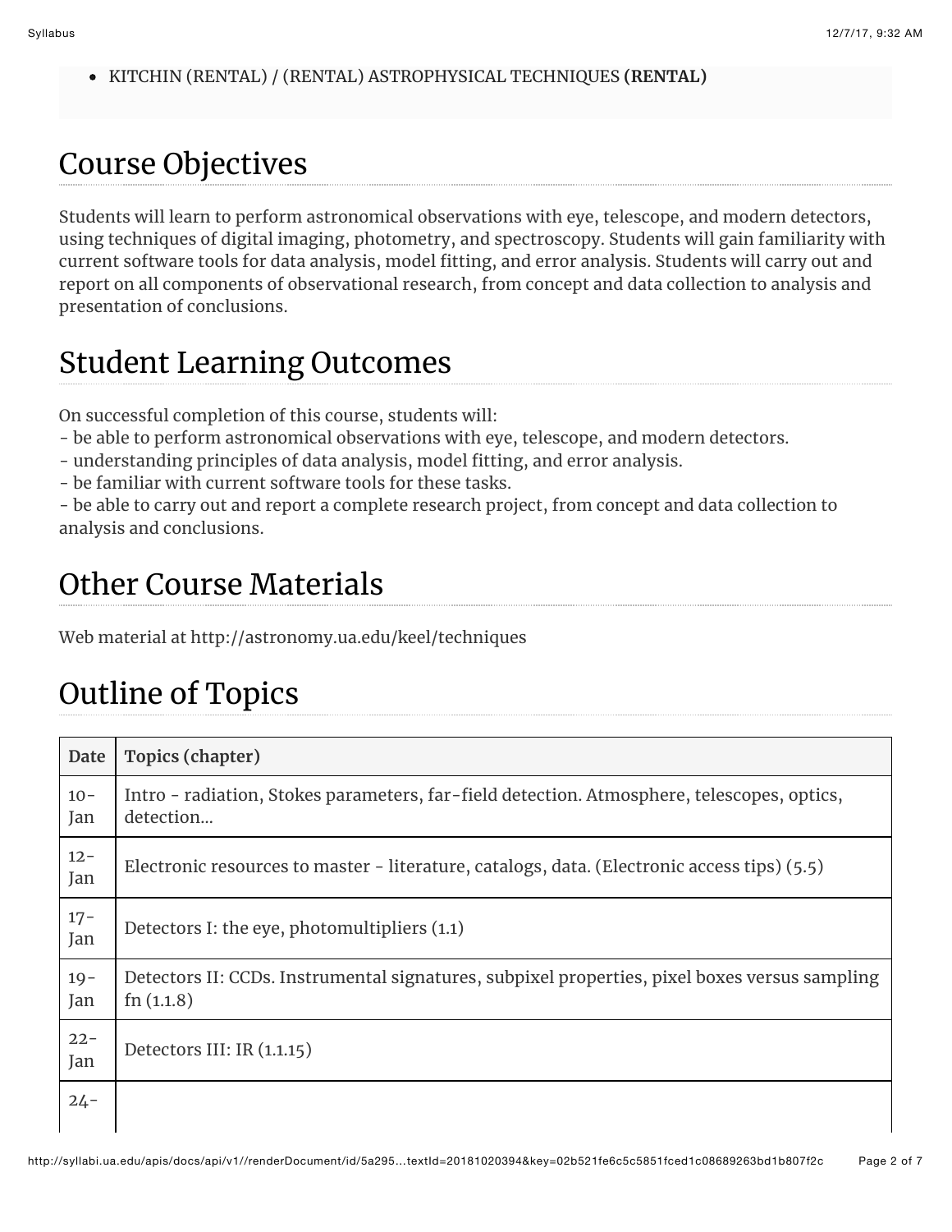- KITCHIN (RENTAL) / (RENTAL) ASTROPHYSICAL TECHNIQUES **(RENTAL)**

## Course Objectives

Students will learn to perform astronomical observations with eye, telescope, and modern detectors, using techniques of digital imaging, photometry, and spectroscopy. Students will gain familiarity with current software tools for data analysis, model fitting, and error analysis. Students will carry out and report on all components of observational research, from concept and data collection to analysis and presentation of conclusions.

## Student Learning Outcomes

On successful completion of this course, students will:
- be able to perform astronomical observations with eye, telescope, and modern detectors.
- understanding principles of data analysis, model fitting, and error analysis.
- be familiar with current software tools for these tasks.
- be able to carry out and report a complete research project, from concept and data collection to analysis and conclusions.

## Other Course Materials

Web material at http://astronomy.ua.edu/keel/techniques

## Outline of Topics

| Date | Topics (chapter) |
|---|---|
| 10-Jan | Intro - radiation, Stokes parameters, far-field detection. Atmosphere, telescopes, optics, detection... |
| 12-Jan | Electronic resources to master - literature, catalogs, data. (Electronic access tips) (5.5) |
| 17-Jan | Detectors I: the eye, photomultipliers (1.1) |
| 19-Jan | Detectors II: CCDs. Instrumental signatures, subpixel properties, pixel boxes versus sampling fn (1.1.8) |
| 22-Jan | Detectors III: IR (1.1.15) |
| 24- | |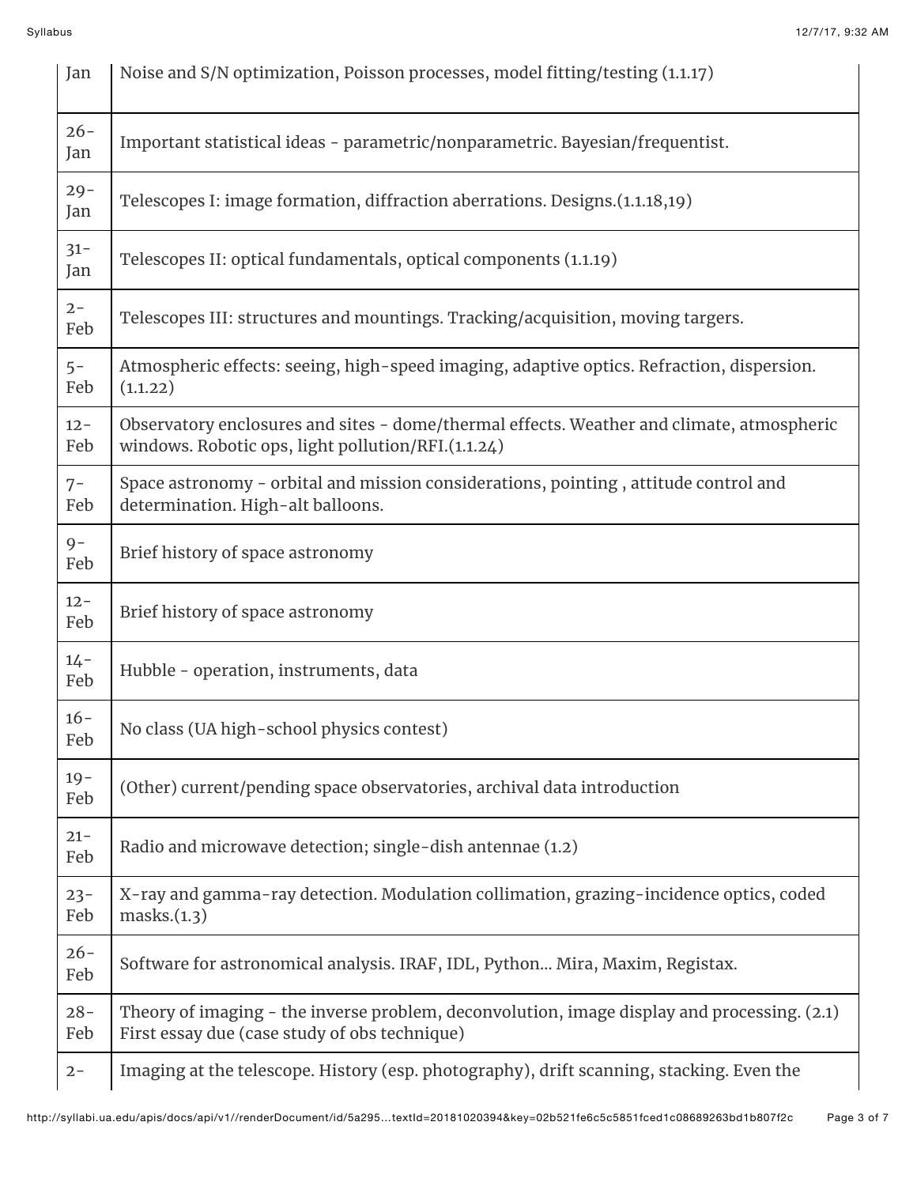| | |
|---|---|
| Jan | Noise and S/N optimization, Poisson processes, model fitting/testing (1.1.17) |
| 26-Jan | Important statistical ideas - parametric/nonparametric. Bayesian/frequentist. |
| 29-Jan | Telescopes I: image formation, diffraction aberrations. Designs.(1.1.18,19) |
| 31-Jan | Telescopes II: optical fundamentals, optical components (1.1.19) |
| 2-Feb | Telescopes III: structures and mountings. Tracking/acquisition, moving targers. |
| 5-Feb | Atmospheric effects: seeing, high-speed imaging, adaptive optics. Refraction, dispersion. (1.1.22) |
| 12-Feb | Observatory enclosures and sites - dome/thermal effects. Weather and climate, atmospheric windows. Robotic ops, light pollution/RFI.(1.1.24) |
| 7-Feb | Space astronomy - orbital and mission considerations, pointing , attitude control and determination. High-alt balloons. |
| 9-Feb | Brief history of space astronomy |
| 12-Feb | Brief history of space astronomy |
| 14-Feb | Hubble - operation, instruments, data |
| 16-Feb | No class (UA high-school physics contest) |
| 19-Feb | (Other) current/pending space observatories, archival data introduction |
| 21-Feb | Radio and microwave detection; single-dish antennae (1.2) |
| 23-Feb | X-ray and gamma-ray detection. Modulation collimation, grazing-incidence optics, coded masks.(1.3) |
| 26-Feb | Software for astronomical analysis. IRAF, IDL, Python... Mira, Maxim, Registax. |
| 28-Feb | Theory of imaging - the inverse problem, deconvolution, image display and processing. (2.1) First essay due (case study of obs technique) |
| 2- | Imaging at the telescope. History (esp. photography), drift scanning, stacking. Even the |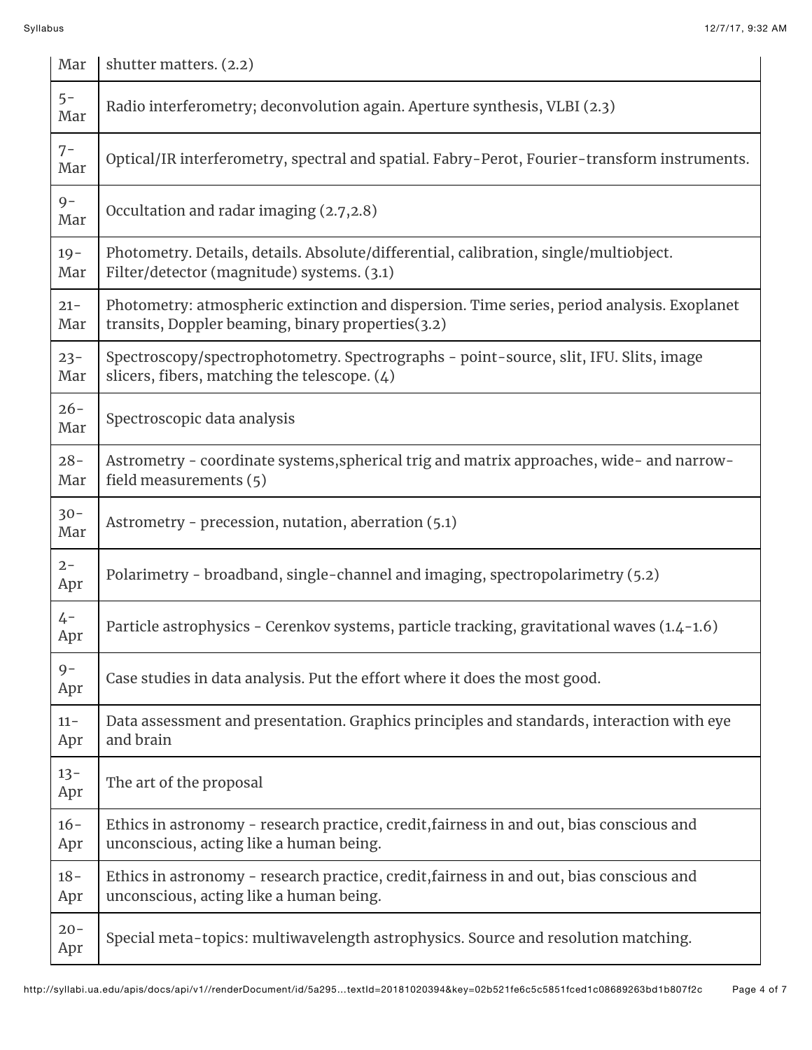| | |
|---|---|
| Mar | shutter matters. (2.2) |
| 5-Mar | Radio interferometry; deconvolution again. Aperture synthesis, VLBI (2.3) |
| 7-Mar | Optical/IR interferometry, spectral and spatial. Fabry-Perot, Fourier-transform instruments. |
| 9-Mar | Occultation and radar imaging (2.7,2.8) |
| 19-Mar | Photometry. Details, details. Absolute/differential, calibration, single/multiobject. Filter/detector (magnitude) systems. (3.1) |
| 21-Mar | Photometry: atmospheric extinction and dispersion. Time series, period analysis. Exoplanet transits, Doppler beaming, binary properties(3.2) |
| 23-Mar | Spectroscopy/spectrophotometry. Spectrographs - point-source, slit, IFU. Slits, image slicers, fibers, matching the telescope. (4) |
| 26-Mar | Spectroscopic data analysis |
| 28-Mar | Astrometry - coordinate systems,spherical trig and matrix approaches, wide- and narrow-field measurements (5) |
| 30-Mar | Astrometry - precession, nutation, aberration (5.1) |
| 2-Apr | Polarimetry - broadband, single-channel and imaging, spectropolarimetry (5.2) |
| 4-Apr | Particle astrophysics - Cerenkov systems, particle tracking, gravitational waves (1.4-1.6) |
| 9-Apr | Case studies in data analysis. Put the effort where it does the most good. |
| 11-Apr | Data assessment and presentation. Graphics principles and standards, interaction with eye and brain |
| 13-Apr | The art of the proposal |
| 16-Apr | Ethics in astronomy - research practice, credit,fairness in and out, bias conscious and unconscious, acting like a human being. |
| 18-Apr | Ethics in astronomy - research practice, credit,fairness in and out, bias conscious and unconscious, acting like a human being. |
| 20-Apr | Special meta-topics: multiwavelength astrophysics. Source and resolution matching. |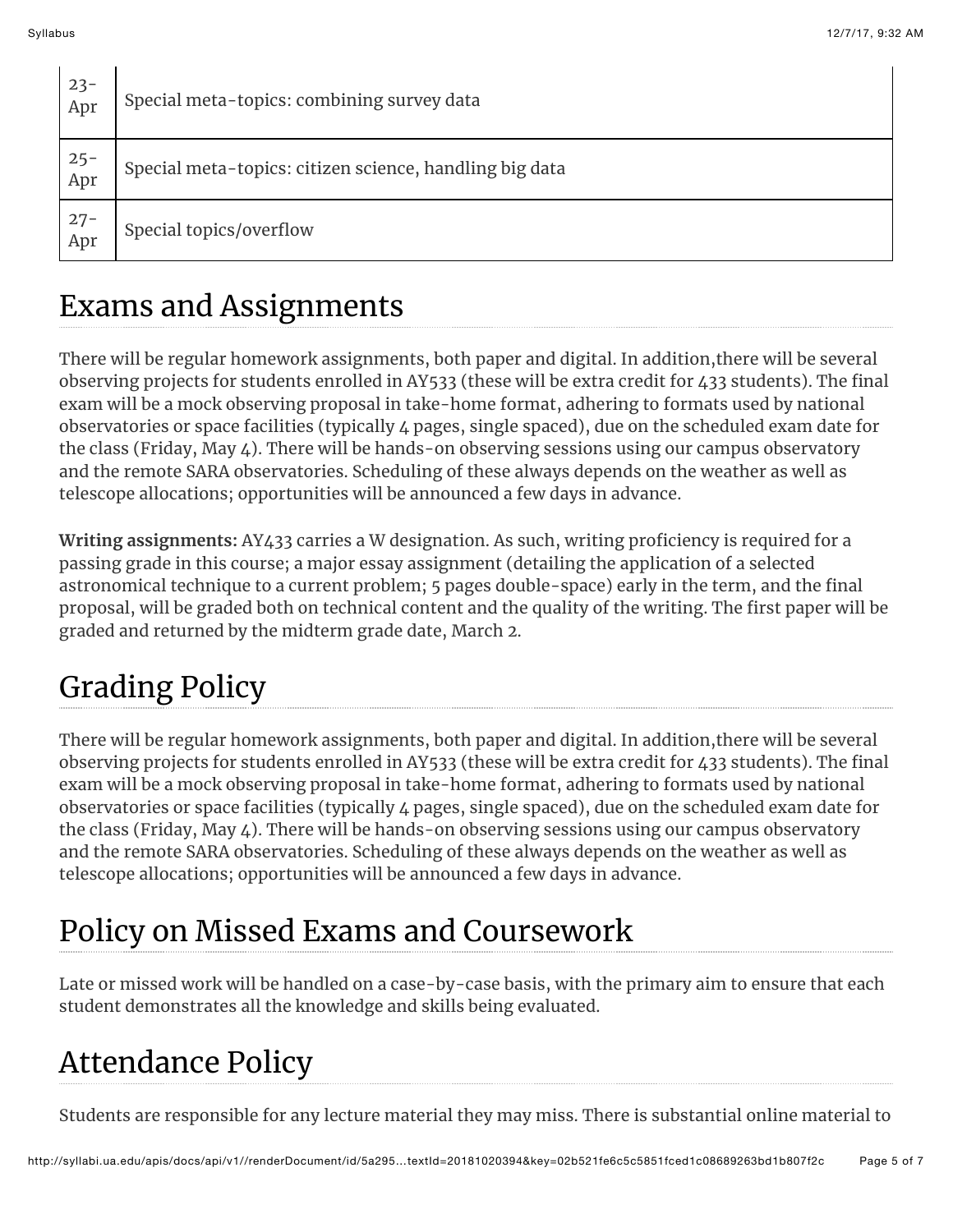| | |
|---|---|
| 23-Apr | Special meta-topics: combining survey data |
| 25-Apr | Special meta-topics: citizen science, handling big data |
| 27-Apr | Special topics/overflow |

# Exams and Assignments

There will be regular homework assignments, both paper and digital. In addition,there will be several observing projects for students enrolled in AY533 (these will be extra credit for 433 students). The final exam will be a mock observing proposal in take-home format, adhering to formats used by national observatories or space facilities (typically 4 pages, single spaced), due on the scheduled exam date for the class (Friday, May 4). There will be hands-on observing sessions using our campus observatory and the remote SARA observatories. Scheduling of these always depends on the weather as well as telescope allocations; opportunities will be announced a few days in advance.

**Writing assignments:** AY433 carries a W designation. As such, writing proficiency is required for a passing grade in this course; a major essay assignment (detailing the application of a selected astronomical technique to a current problem; 5 pages double-space) early in the term, and the final proposal, will be graded both on technical content and the quality of the writing. The first paper will be graded and returned by the midterm grade date, March 2.

# Grading Policy

There will be regular homework assignments, both paper and digital. In addition,there will be several observing projects for students enrolled in AY533 (these will be extra credit for 433 students). The final exam will be a mock observing proposal in take-home format, adhering to formats used by national observatories or space facilities (typically 4 pages, single spaced), due on the scheduled exam date for the class (Friday, May 4). There will be hands-on observing sessions using our campus observatory and the remote SARA observatories. Scheduling of these always depends on the weather as well as telescope allocations; opportunities will be announced a few days in advance.

# Policy on Missed Exams and Coursework

Late or missed work will be handled on a case-by-case basis, with the primary aim to ensure that each student demonstrates all the knowledge and skills being evaluated.

# Attendance Policy

Students are responsible for any lecture material they may miss. There is substantial online material to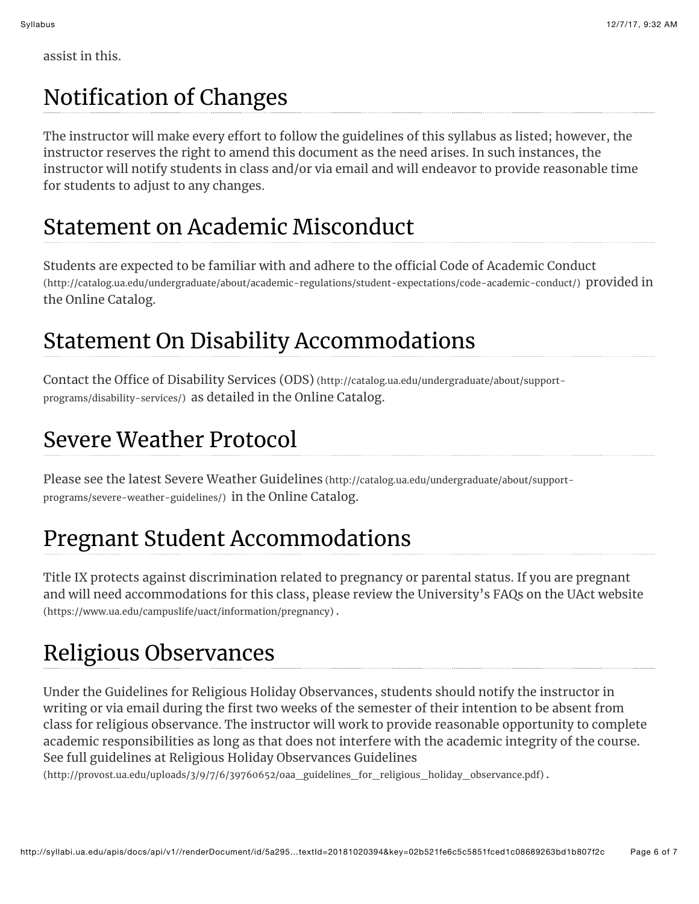assist in this.

## Notification of Changes

The instructor will make every effort to follow the guidelines of this syllabus as listed; however, the instructor reserves the right to amend this document as the need arises. In such instances, the instructor will notify students in class and/or via email and will endeavor to provide reasonable time for students to adjust to any changes.

## Statement on Academic Misconduct

Students are expected to be familiar with and adhere to the official Code of Academic Conduct (http://catalog.ua.edu/undergraduate/about/academic-regulations/student-expectations/code-academic-conduct/) provided in the Online Catalog.

## Statement On Disability Accommodations

Contact the Office of Disability Services (ODS) (http://catalog.ua.edu/undergraduate/about/support-programs/disability-services/) as detailed in the Online Catalog.

## Severe Weather Protocol

Please see the latest Severe Weather Guidelines (http://catalog.ua.edu/undergraduate/about/support-programs/severe-weather-guidelines/) in the Online Catalog.

## Pregnant Student Accommodations

Title IX protects against discrimination related to pregnancy or parental status. If you are pregnant and will need accommodations for this class, please review the University's FAQs on the UAct website (https://www.ua.edu/campuslife/uact/information/pregnancy) .

## Religious Observances

Under the Guidelines for Religious Holiday Observances, students should notify the instructor in writing or via email during the first two weeks of the semester of their intention to be absent from class for religious observance. The instructor will work to provide reasonable opportunity to complete academic responsibilities as long as that does not interfere with the academic integrity of the course. See full guidelines at Religious Holiday Observances Guidelines (http://provost.ua.edu/uploads/3/9/7/6/39760652/oaa__guidelines_for__religious__holiday__observance.pdf) .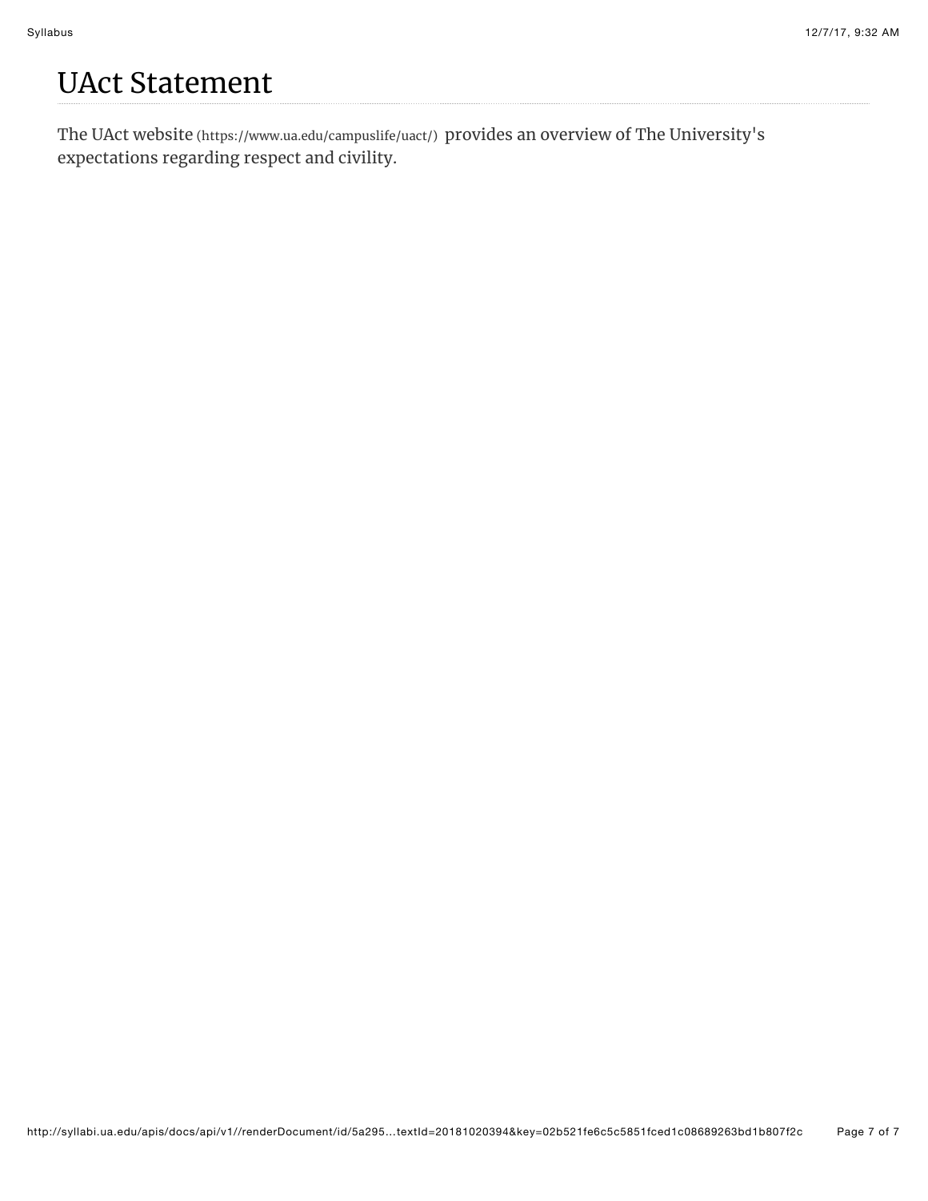# UAct Statement

The UAct website (https://www.ua.edu/campuslife/uact/) provides an overview of The University's expectations regarding respect and civility.